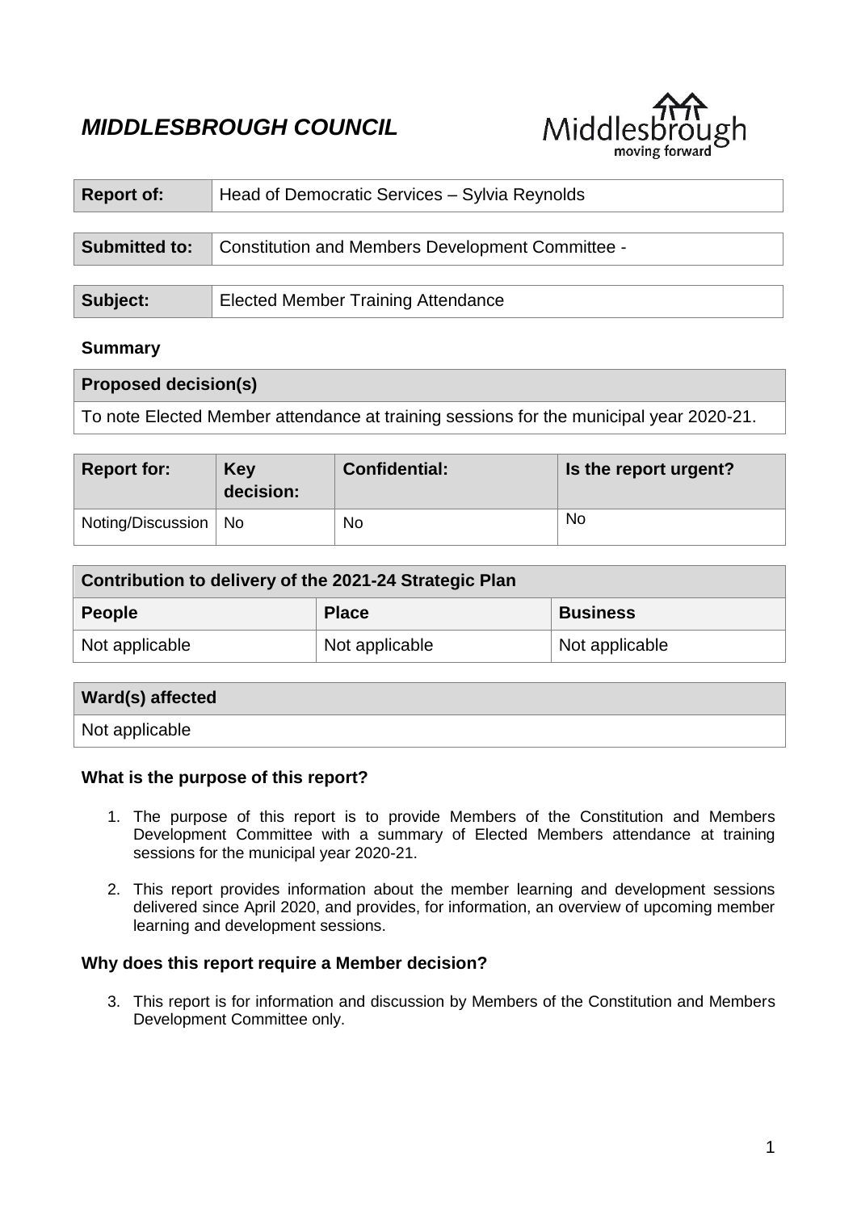# *MIDDLESBROUGH COUNCIL*

| **Report of:** | Head of Democratic Services – Sylvia Reynolds |
|---|---|

| **Submitted to:** | Constitution and Members Development Committee - |
|---|---|

| **Subject:** | Elected Member Training Attendance |
|---|---|

## Summary

| **Proposed decision(s)** |
|---|
| To note Elected Member attendance at training sessions for the municipal year 2020-21. |

| **Report for:** | **Key decision:** | **Confidential:** | **Is the report urgent?** |
|---|---|---|---|
| Noting/Discussion | No | No | No |

| **Contribution to delivery of the 2021-24 Strategic Plan** | | |
|---|---|---|
| **People** | **Place** | **Business** |
| Not applicable | Not applicable | Not applicable |

| **Ward(s) affected** |
|---|
| Not applicable |

### What is the purpose of this report?

1. The purpose of this report is to provide Members of the Constitution and Members Development Committee with a summary of Elected Members attendance at training sessions for the municipal year 2020-21.

2. This report provides information about the member learning and development sessions delivered since April 2020, and provides, for information, an overview of upcoming member learning and development sessions.

### Why does this report require a Member decision?

3. This report is for information and discussion by Members of the Constitution and Members Development Committee only.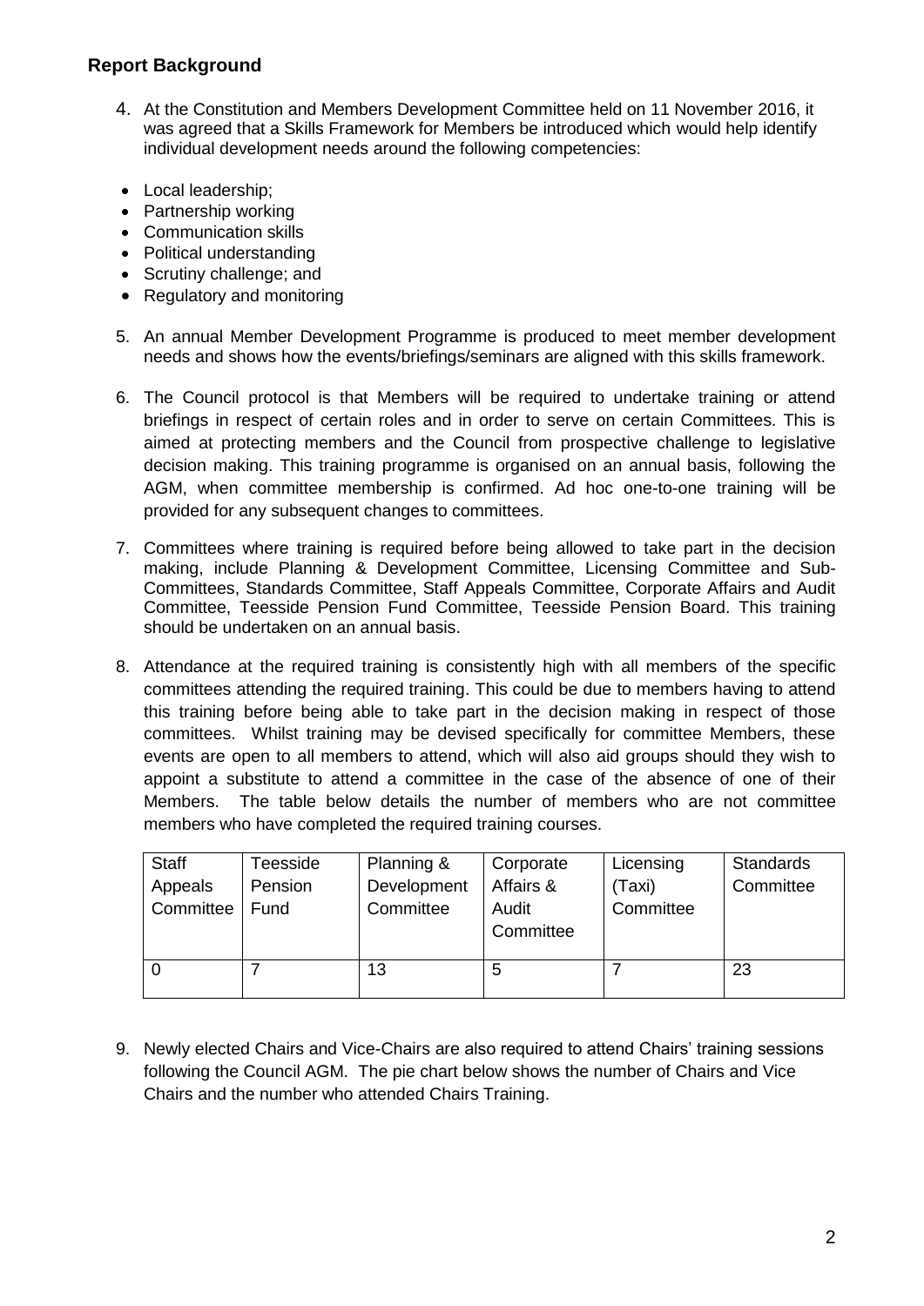## Report Background

4. At the Constitution and Members Development Committee held on 11 November 2016, it was agreed that a Skills Framework for Members be introduced which would help identify individual development needs around the following competencies:

- Local leadership;
- Partnership working
- Communication skills
- Political understanding
- Scrutiny challenge; and
- Regulatory and monitoring

5. An annual Member Development Programme is produced to meet member development needs and shows how the events/briefings/seminars are aligned with this skills framework.

6. The Council protocol is that Members will be required to undertake training or attend briefings in respect of certain roles and in order to serve on certain Committees. This is aimed at protecting members and the Council from prospective challenge to legislative decision making. This training programme is organised on an annual basis, following the AGM, when committee membership is confirmed. Ad hoc one-to-one training will be provided for any subsequent changes to committees.

7. Committees where training is required before being allowed to take part in the decision making, include Planning & Development Committee, Licensing Committee and Sub-Committees, Standards Committee, Staff Appeals Committee, Corporate Affairs and Audit Committee, Teesside Pension Fund Committee, Teesside Pension Board. This training should be undertaken on an annual basis.

8. Attendance at the required training is consistently high with all members of the specific committees attending the required training. This could be due to members having to attend this training before being able to take part in the decision making in respect of those committees. Whilst training may be devised specifically for committee Members, these events are open to all members to attend, which will also aid groups should they wish to appoint a substitute to attend a committee in the case of the absence of one of their Members. The table below details the number of members who are not committee members who have completed the required training courses.

| Staff Appeals Committee | Teesside Pension Fund | Planning & Development Committee | Corporate Affairs & Audit Committee | Licensing (Taxi) Committee | Standards Committee |
|---|---|---|---|---|---|
| 0 | 7 | 13 | 5 | 7 | 23 |

9. Newly elected Chairs and Vice-Chairs are also required to attend Chairs' training sessions following the Council AGM. The pie chart below shows the number of Chairs and Vice Chairs and the number who attended Chairs Training.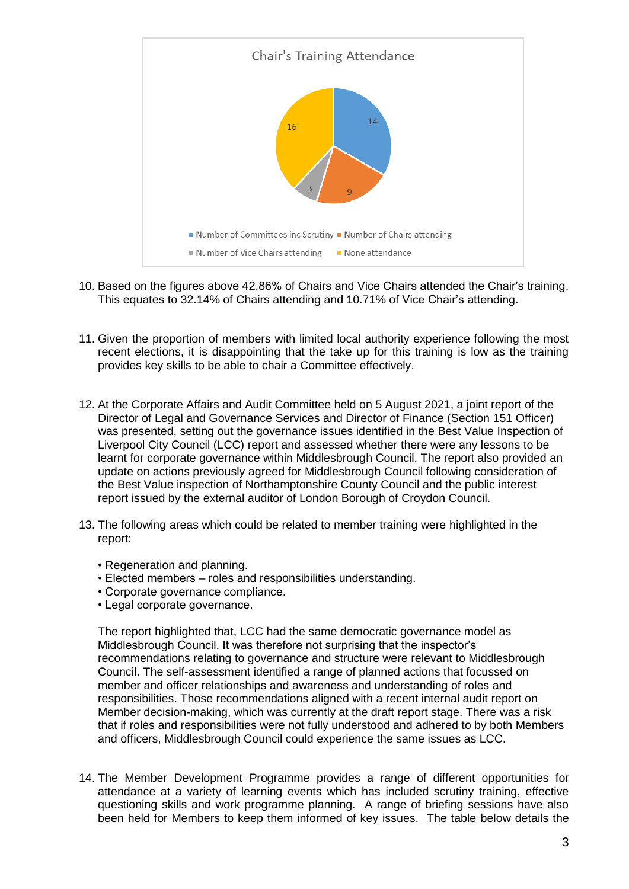Chair's Training Attendance

- Number of Committees inc Scrutiny: 14
- Number of Chairs attending: 9
- Number of Vice Chairs attending: 3
- None attendance: 16

10. Based on the figures above 42.86% of Chairs and Vice Chairs attended the Chair's training. This equates to 32.14% of Chairs attending and 10.71% of Vice Chair's attending.

11. Given the proportion of members with limited local authority experience following the most recent elections, it is disappointing that the take up for this training is low as the training provides key skills to be able to chair a Committee effectively.

12. At the Corporate Affairs and Audit Committee held on 5 August 2021, a joint report of the Director of Legal and Governance Services and Director of Finance (Section 151 Officer) was presented, setting out the governance issues identified in the Best Value Inspection of Liverpool City Council (LCC) report and assessed whether there were any lessons to be learnt for corporate governance within Middlesbrough Council. The report also provided an update on actions previously agreed for Middlesbrough Council following consideration of the Best Value inspection of Northamptonshire County Council and the public interest report issued by the external auditor of London Borough of Croydon Council.

13. The following areas which could be related to member training were highlighted in the report:

    - Regeneration and planning.
    - Elected members – roles and responsibilities understanding.
    - Corporate governance compliance.
    - Legal corporate governance.

    The report highlighted that, LCC had the same democratic governance model as Middlesbrough Council. It was therefore not surprising that the inspector's recommendations relating to governance and structure were relevant to Middlesbrough Council. The self-assessment identified a range of planned actions that focussed on member and officer relationships and awareness and understanding of roles and responsibilities. Those recommendations aligned with a recent internal audit report on Member decision-making, which was currently at the draft report stage. There was a risk that if roles and responsibilities were not fully understood and adhered to by both Members and officers, Middlesbrough Council could experience the same issues as LCC.

14. The Member Development Programme provides a range of different opportunities for attendance at a variety of learning events which has included scrutiny training, effective questioning skills and work programme planning. A range of briefing sessions have also been held for Members to keep them informed of key issues. The table below details the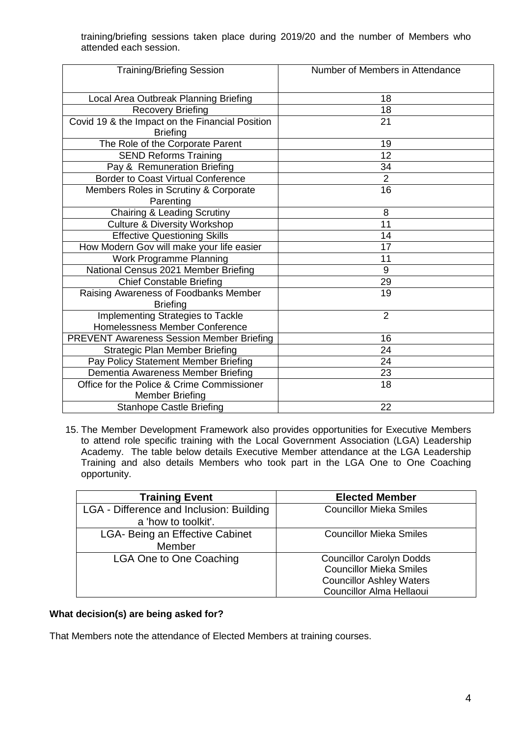training/briefing sessions taken place during 2019/20 and the number of Members who attended each session.

| Training/Briefing Session | Number of Members in Attendance |
|---|---|
| Local Area Outbreak Planning Briefing | 18 |
| Recovery Briefing | 18 |
| Covid 19 & the Impact on the Financial Position Briefing | 21 |
| The Role of the Corporate Parent | 19 |
| SEND Reforms Training | 12 |
| Pay & Remuneration Briefing | 34 |
| Border to Coast Virtual Conference | 2 |
| Members Roles in Scrutiny & Corporate Parenting | 16 |
| Chairing & Leading Scrutiny | 8 |
| Culture & Diversity Workshop | 11 |
| Effective Questioning Skills | 14 |
| How Modern Gov will make your life easier | 17 |
| Work Programme Planning | 11 |
| National Census 2021 Member Briefing | 9 |
| Chief Constable Briefing | 29 |
| Raising Awareness of Foodbanks Member Briefing | 19 |
| Implementing Strategies to Tackle Homelessness Member Conference | 2 |
| PREVENT Awareness Session Member Briefing | 16 |
| Strategic Plan Member Briefing | 24 |
| Pay Policy Statement Member Briefing | 24 |
| Dementia Awareness Member Briefing | 23 |
| Office for the Police & Crime Commissioner Member Briefing | 18 |
| Stanhope Castle Briefing | 22 |

15. The Member Development Framework also provides opportunities for Executive Members to attend role specific training with the Local Government Association (LGA) Leadership Academy. The table below details Executive Member attendance at the LGA Leadership Training and also details Members who took part in the LGA One to One Coaching opportunity.

| **Training Event** | **Elected Member** |
|---|---|
| LGA - Difference and Inclusion: Building a 'how to toolkit'. | Councillor Mieka Smiles |
| LGA- Being an Effective Cabinet Member | Councillor Mieka Smiles |
| LGA One to One Coaching | Councillor Carolyn Dodds<br>Councillor Mieka Smiles<br>Councillor Ashley Waters<br>Councillor Alma Hellaoui |

**What decision(s) are being asked for?**

That Members note the attendance of Elected Members at training courses.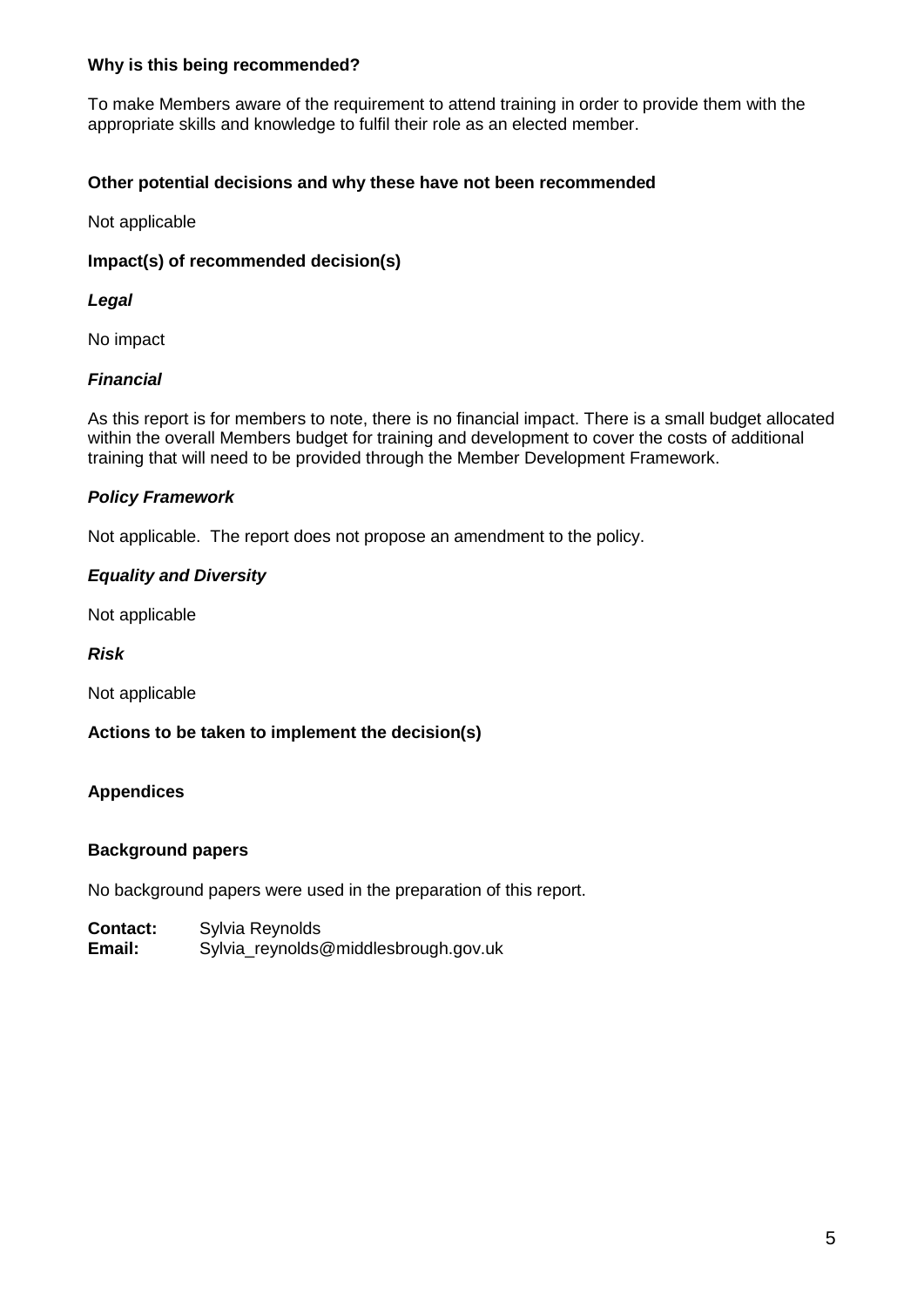**Why is this being recommended?**

To make Members aware of the requirement to attend training in order to provide them with the appropriate skills and knowledge to fulfil their role as an elected member.

**Other potential decisions and why these have not been recommended**

Not applicable

**Impact(s) of recommended decision(s)**

***Legal***

No impact

***Financial***

As this report is for members to note, there is no financial impact. There is a small budget allocated within the overall Members budget for training and development to cover the costs of additional training that will need to be provided through the Member Development Framework.

***Policy Framework***

Not applicable. The report does not propose an amendment to the policy.

***Equality and Diversity***

Not applicable

***Risk***

Not applicable

**Actions to be taken to implement the decision(s)**

**Appendices**

**Background papers**

No background papers were used in the preparation of this report.

**Contact:** Sylvia Reynolds
**Email:** Sylvia_reynolds@middlesbrough.gov.uk